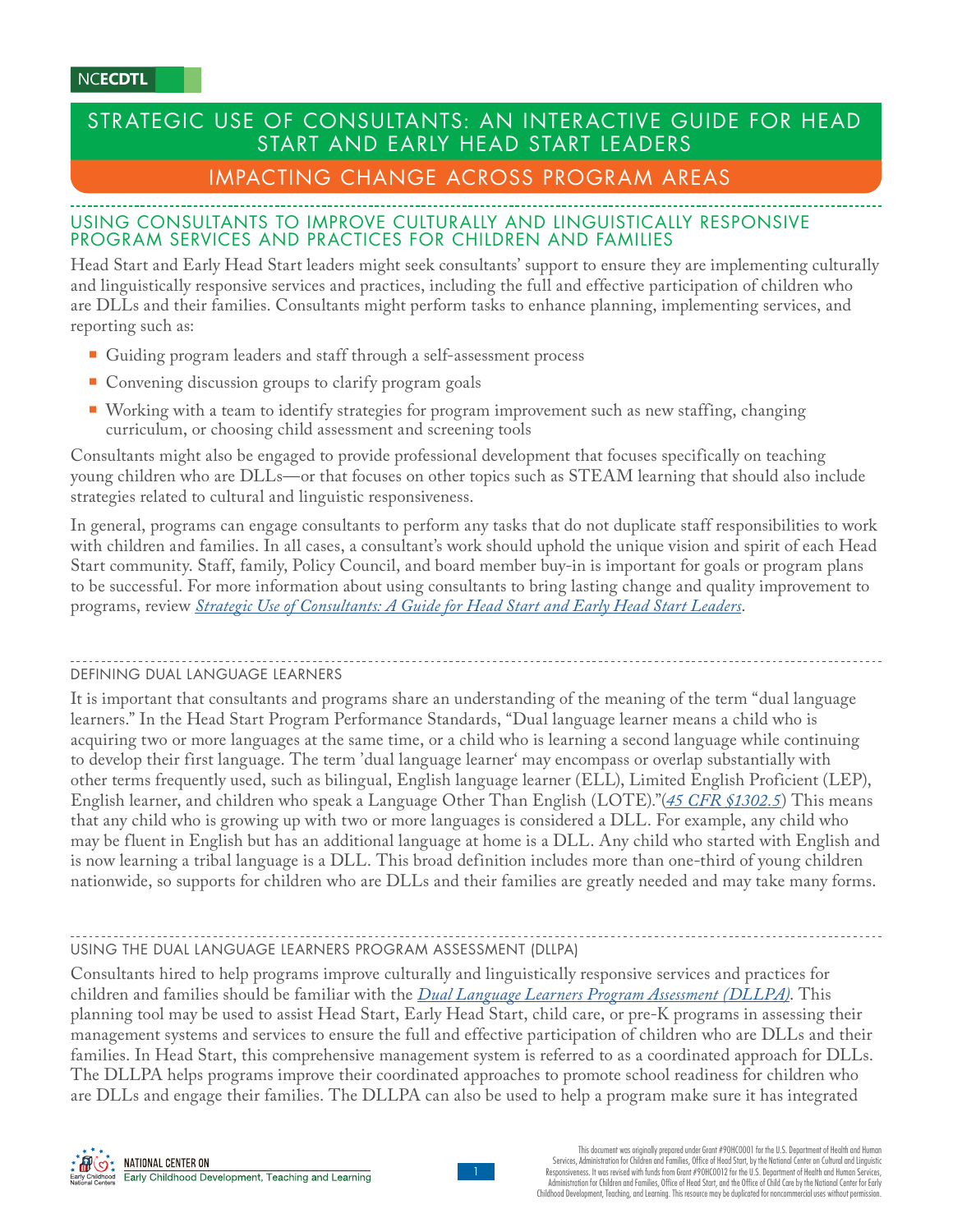NCECDTL

# STRATEGIC USE OF CONSULTANTS: AN INTERACTIVE GUIDE FOR HEAD START AND EARLY HEAD START LEADERS

## IMPACTING CHANGE ACROSS PROGRAM AREAS

### USING CONSULTANTS TO IMPROVE CULTURALLY AND LINGUISTICALLY RESPONSIVE PROGRAM SERVICES AND PRACTICES FOR CHILDREN AND FAMILIES

Head Start and Early Head Start leaders might seek consultants' support to ensure they are implementing culturally and linguistically responsive services and practices, including the full and effective participation of children who are DLLs and their families. Consultants might perform tasks to enhance planning, implementing services, and reporting such as:

- Guiding program leaders and staff through a self-assessment process
- Convening discussion groups to clarify program goals
- Working with a team to identify strategies for program improvement such as new staffing, changing curriculum, or choosing child assessment and screening tools

Consultants might also be engaged to provide professional development that focuses specifically on teaching young children who are DLLs—or that focuses on other topics such as STEAM learning that should also include strategies related to cultural and linguistic responsiveness.

In general, programs can engage consultants to perform any tasks that do not duplicate staff responsibilities to work with children and families. In all cases, a consultant's work should uphold the unique vision and spirit of each Head Start community. Staff, family, Policy Council, and board member buy-in is important for goals or program plans to be successful. For more information about using consultants to bring lasting change and quality improvement to programs, review *Strategic Use of Consultants: A Guide for Head Start and Early Head Start Leaders*.

### DEFINING DUAL LANGUAGE LEARNERS

It is important that consultants and programs share an understanding of the meaning of the term "dual language learners." In the Head Start Program Performance Standards, "Dual language learner means a child who is acquiring two or more languages at the same time, or a child who is learning a second language while continuing to develop their first language. The term 'dual language learner' may encompass or overlap substantially with other terms frequently used, such as bilingual, English language learner (ELL), Limited English Proficient (LEP), English learner, and children who speak a Language Other Than English (LOTE)."(*45 CFR §1302.5*) This means that any child who is growing up with two or more languages is considered a DLL. For example, any child who may be fluent in English but has an additional language at home is a DLL. Any child who started with English and is now learning a tribal language is a DLL. This broad definition includes more than one-third of young children nationwide, so supports for children who are DLLs and their families are greatly needed and may take many forms.

### USING THE DUAL LANGUAGE LEARNERS PROGRAM ASSESSMENT (DLLPA)

Consultants hired to help programs improve culturally and linguistically responsive services and practices for children and families should be familiar with the *Dual Language Learners Program Assessment (DLLPA)*. This planning tool may be used to assist Head Start, Early Head Start, child care, or pre-K programs in assessing their management systems and services to ensure the full and effective participation of children who are DLLs and their families. In Head Start, this comprehensive management system is referred to as a coordinated approach for DLLs. The DLLPA helps programs improve their coordinated approaches to promote school readiness for children who are DLLs and engage their families. The DLLPA can also be used to help a program make sure it has integrated

NATIONAL CENTER ON Early Childhood Development, Teaching and Learning

This document was originally prepared under Grant #90HC0001 for the U.S. Department of Health and Human Services, Administration for Children and Families, Office of Head Start, by the National Center on Cultural and Linguistic Responsiveness. It was revised with funds from Grant #90HC0012 for the U.S. Department of Health and Human Services, Administration for Children and Families, Office of Head Start, and the Office of Child Care by the National Center for Early Childhood Development, Teaching, and Learning. This resource may be duplicated for noncommercial uses without permission.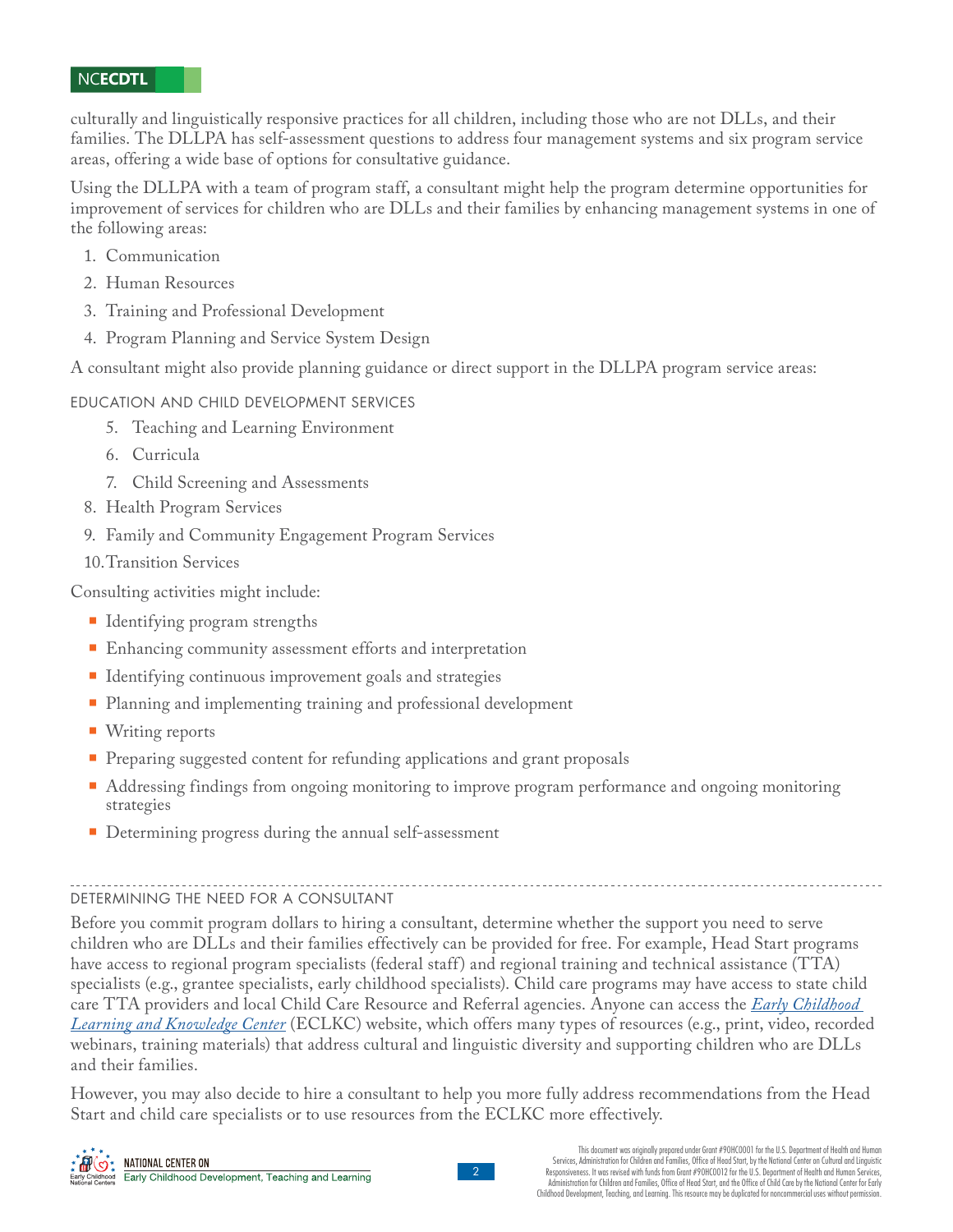culturally and linguistically responsive practices for all children, including those who are not DLLs, and their families. The DLLPA has self-assessment questions to address four management systems and six program service areas, offering a wide base of options for consultative guidance.

Using the DLLPA with a team of program staff, a consultant might help the program determine opportunities for improvement of services for children who are DLLs and their families by enhancing management systems in one of the following areas:

1. Communication
2. Human Resources
3. Training and Professional Development
4. Program Planning and Service System Design

A consultant might also provide planning guidance or direct support in the DLLPA program service areas:

EDUCATION AND CHILD DEVELOPMENT SERVICES

5. Teaching and Learning Environment
6. Curricula
7. Child Screening and Assessments
8. Health Program Services
9. Family and Community Engagement Program Services
10. Transition Services

Consulting activities might include:

- Identifying program strengths
- Enhancing community assessment efforts and interpretation
- Identifying continuous improvement goals and strategies
- Planning and implementing training and professional development
- Writing reports
- Preparing suggested content for refunding applications and grant proposals
- Addressing findings from ongoing monitoring to improve program performance and ongoing monitoring strategies
- Determining progress during the annual self-assessment

## DETERMINING THE NEED FOR A CONSULTANT

Before you commit program dollars to hiring a consultant, determine whether the support you need to serve children who are DLLs and their families effectively can be provided for free. For example, Head Start programs have access to regional program specialists (federal staff) and regional training and technical assistance (TTA) specialists (e.g., grantee specialists, early childhood specialists). Child care programs may have access to state child care TTA providers and local Child Care Resource and Referral agencies. Anyone can access the *Early Childhood Learning and Knowledge Center* (ECLKC) website, which offers many types of resources (e.g., print, video, recorded webinars, training materials) that address cultural and linguistic diversity and supporting children who are DLLs and their families.

However, you may also decide to hire a consultant to help you more fully address recommendations from the Head Start and child care specialists or to use resources from the ECLKC more effectively.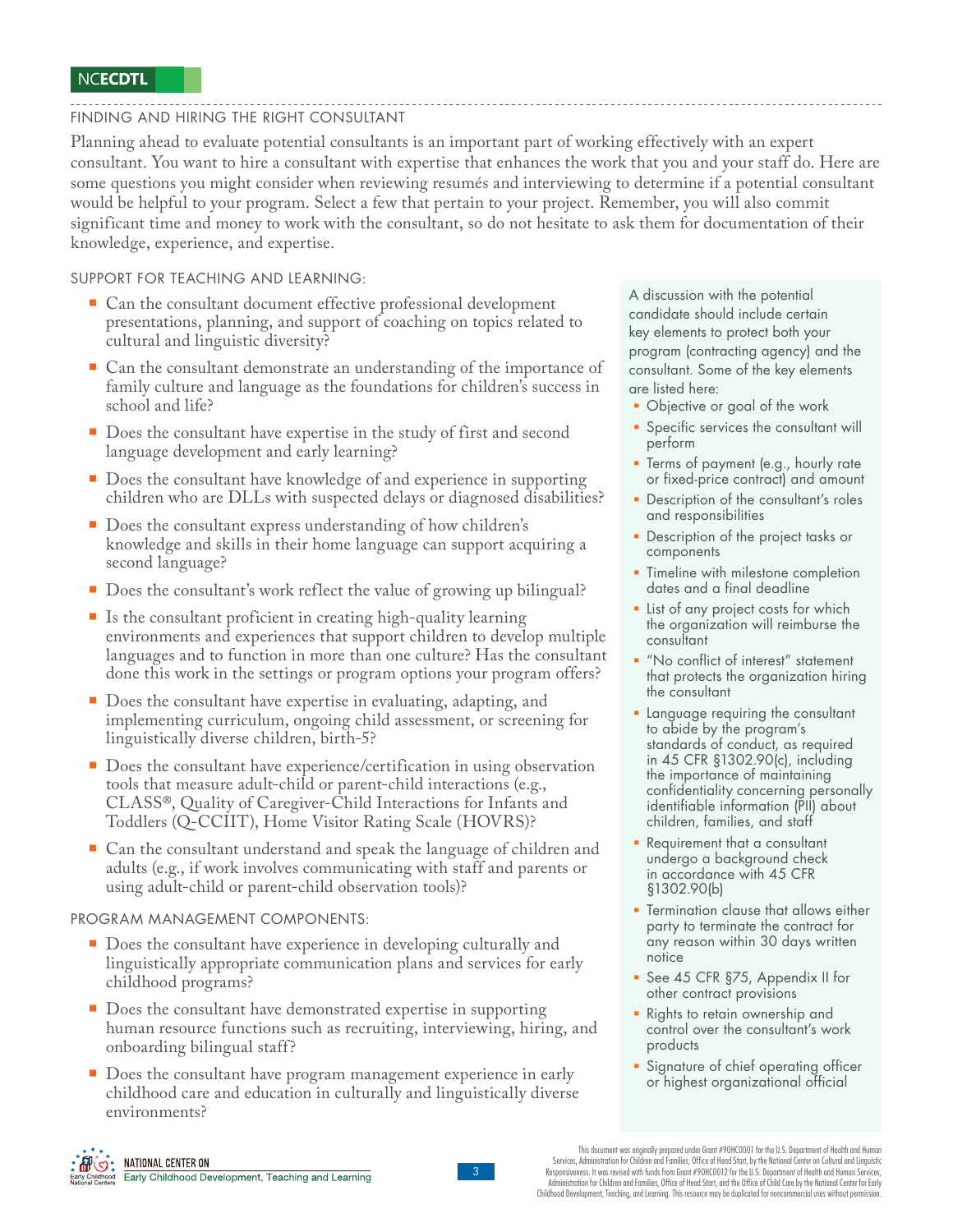## FINDING AND HIRING THE RIGHT CONSULTANT

Planning ahead to evaluate potential consultants is an important part of working effectively with an expert consultant. You want to hire a consultant with expertise that enhances the work that you and your staff do. Here are some questions you might consider when reviewing resumés and interviewing to determine if a potential consultant would be helpful to your program. Select a few that pertain to your project. Remember, you will also commit significant time and money to work with the consultant, so do not hesitate to ask them for documentation of their knowledge, experience, and expertise.

### SUPPORT FOR TEACHING AND LEARNING:

- Can the consultant document effective professional development presentations, planning, and support of coaching on topics related to cultural and linguistic diversity?
- Can the consultant demonstrate an understanding of the importance of family culture and language as the foundations for children's success in school and life?
- Does the consultant have expertise in the study of first and second language development and early learning?
- Does the consultant have knowledge of and experience in supporting children who are DLLs with suspected delays or diagnosed disabilities?
- Does the consultant express understanding of how children's knowledge and skills in their home language can support acquiring a second language?
- Does the consultant's work reflect the value of growing up bilingual?
- Is the consultant proficient in creating high-quality learning environments and experiences that support children to develop multiple languages and to function in more than one culture? Has the consultant done this work in the settings or program options your program offers?
- Does the consultant have expertise in evaluating, adapting, and implementing curriculum, ongoing child assessment, or screening for linguistically diverse children, birth-5?
- Does the consultant have experience/certification in using observation tools that measure adult-child or parent-child interactions (e.g., CLASS®, Quality of Caregiver-Child Interactions for Infants and Toddlers (Q-CCIIT), Home Visitor Rating Scale (HOVRS)?
- Can the consultant understand and speak the language of children and adults (e.g., if work involves communicating with staff and parents or using adult-child or parent-child observation tools)?

### PROGRAM MANAGEMENT COMPONENTS:

- Does the consultant have experience in developing culturally and linguistically appropriate communication plans and services for early childhood programs?
- Does the consultant have demonstrated expertise in supporting human resource functions such as recruiting, interviewing, hiring, and onboarding bilingual staff?
- Does the consultant have program management experience in early childhood care and education in culturally and linguistically diverse environments?

A discussion with the potential candidate should include certain key elements to protect both your program (contracting agency) and the consultant. Some of the key elements are listed here:

- Objective or goal of the work
- Specific services the consultant will perform
- Terms of payment (e.g., hourly rate or fixed-price contract) and amount
- Description of the consultant's roles and responsibilities
- Description of the project tasks or components
- Timeline with milestone completion dates and a final deadline
- List of any project costs for which the organization will reimburse the consultant
- "No conflict of interest" statement that protects the organization hiring the consultant
- Language requiring the consultant to abide by the program's standards of conduct, as required in 45 CFR §1302.90(c), including the importance of maintaining confidentiality concerning personally identifiable information (PII) about children, families, and staff
- Requirement that a consultant undergo a background check in accordance with 45 CFR §1302.90(b)
- Termination clause that allows either party to terminate the contract for any reason within 30 days written notice
- See 45 CFR §75, Appendix II for other contract provisions
- Rights to retain ownership and control over the consultant's work products
- Signature of chief operating officer or highest organizational official

This document was originally prepared under Grant #90HC0001 for the U.S. Department of Health and Human Services, Administration for Children and Families, Office of Head Start, by the National Center on Cultural and Linguistic Responsiveness. It was revised with funds from Grant #90HC0012 for the U.S. Department of Health and Human Services, Administration for Children and Families, Office of Head Start, and the Office of Child Care by the National Center for Early Childhood Development, Teaching, and Learning. This resource may be duplicated for noncommercial uses without permission.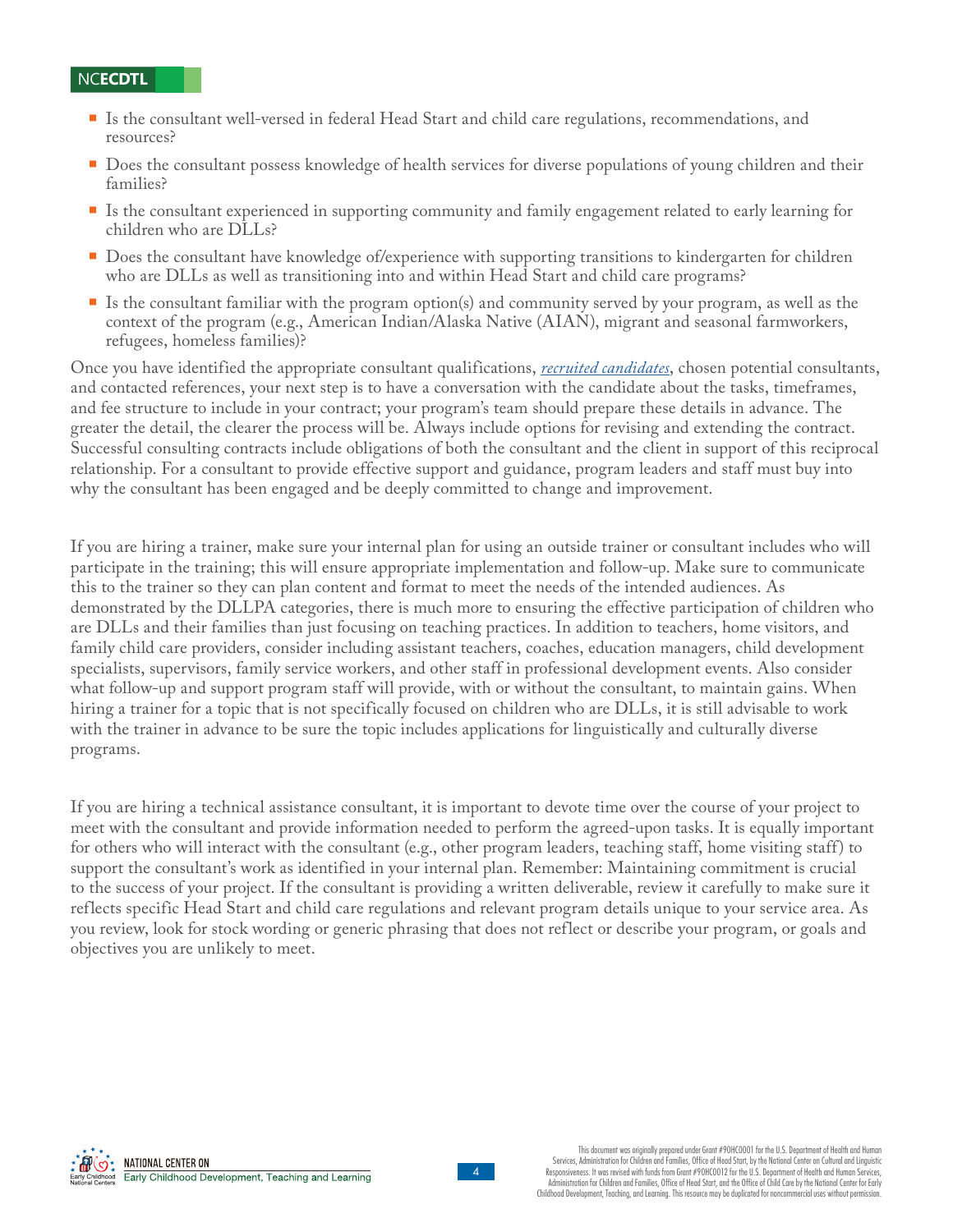- Is the consultant well-versed in federal Head Start and child care regulations, recommendations, and resources?
- Does the consultant possess knowledge of health services for diverse populations of young children and their families?
- Is the consultant experienced in supporting community and family engagement related to early learning for children who are DLLs?
- Does the consultant have knowledge of/experience with supporting transitions to kindergarten for children who are DLLs as well as transitioning into and within Head Start and child care programs?
- Is the consultant familiar with the program option(s) and community served by your program, as well as the context of the program (e.g., American Indian/Alaska Native (AIAN), migrant and seasonal farmworkers, refugees, homeless families)?

Once you have identified the appropriate consultant qualifications, *recruited candidates*, chosen potential consultants, and contacted references, your next step is to have a conversation with the candidate about the tasks, timeframes, and fee structure to include in your contract; your program's team should prepare these details in advance. The greater the detail, the clearer the process will be. Always include options for revising and extending the contract. Successful consulting contracts include obligations of both the consultant and the client in support of this reciprocal relationship. For a consultant to provide effective support and guidance, program leaders and staff must buy into why the consultant has been engaged and be deeply committed to change and improvement.

If you are hiring a trainer, make sure your internal plan for using an outside trainer or consultant includes who will participate in the training; this will ensure appropriate implementation and follow-up. Make sure to communicate this to the trainer so they can plan content and format to meet the needs of the intended audiences. As demonstrated by the DLLPA categories, there is much more to ensuring the effective participation of children who are DLLs and their families than just focusing on teaching practices. In addition to teachers, home visitors, and family child care providers, consider including assistant teachers, coaches, education managers, child development specialists, supervisors, family service workers, and other staff in professional development events. Also consider what follow-up and support program staff will provide, with or without the consultant, to maintain gains. When hiring a trainer for a topic that is not specifically focused on children who are DLLs, it is still advisable to work with the trainer in advance to be sure the topic includes applications for linguistically and culturally diverse programs.

If you are hiring a technical assistance consultant, it is important to devote time over the course of your project to meet with the consultant and provide information needed to perform the agreed-upon tasks. It is equally important for others who will interact with the consultant (e.g., other program leaders, teaching staff, home visiting staff) to support the consultant's work as identified in your internal plan. Remember: Maintaining commitment is crucial to the success of your project. If the consultant is providing a written deliverable, review it carefully to make sure it reflects specific Head Start and child care regulations and relevant program details unique to your service area. As you review, look for stock wording or generic phrasing that does not reflect or describe your program, or goals and objectives you are unlikely to meet.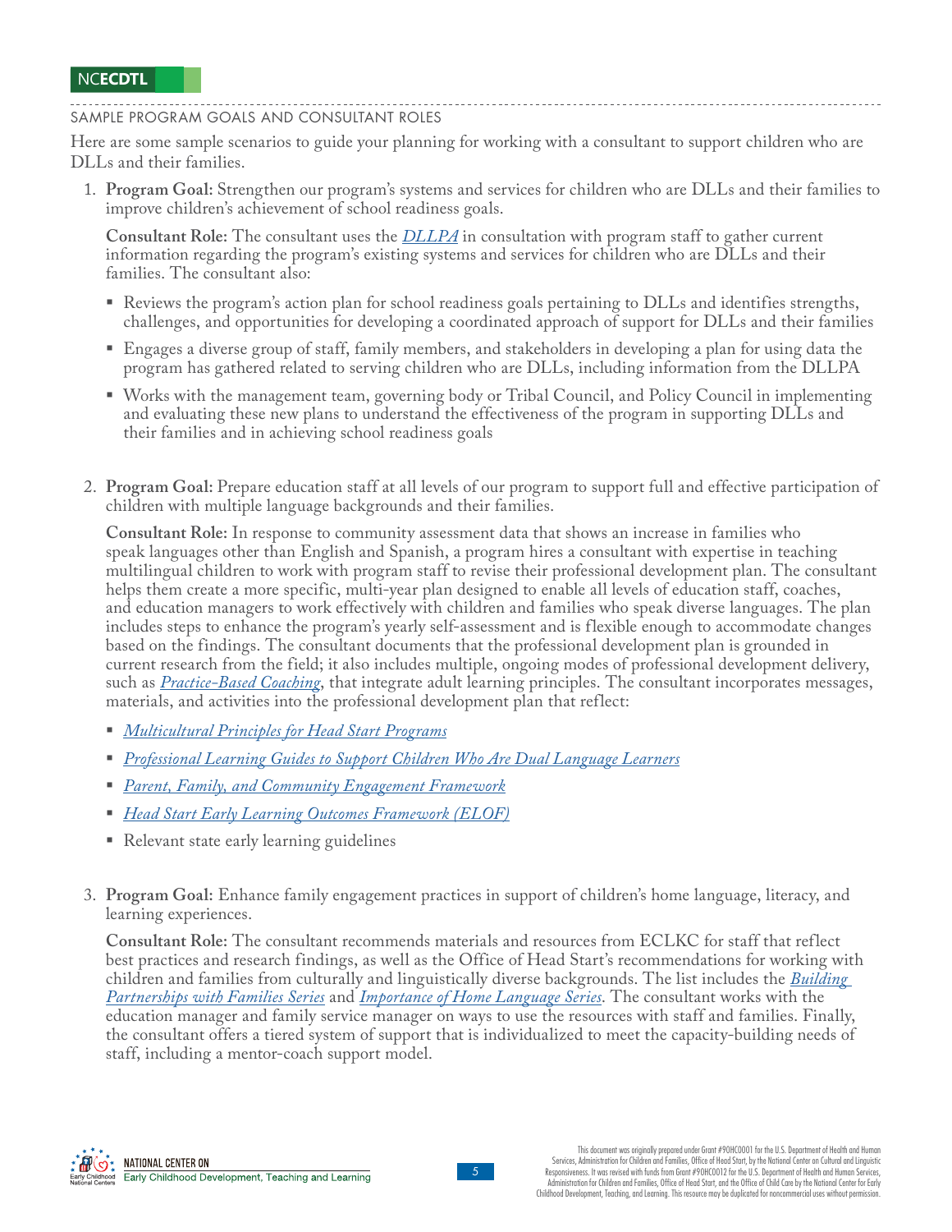## SAMPLE PROGRAM GOALS AND CONSULTANT ROLES

Here are some sample scenarios to guide your planning for working with a consultant to support children who are DLLs and their families.

1. **Program Goal:** Strengthen our program's systems and services for children who are DLLs and their families to improve children's achievement of school readiness goals.

   **Consultant Role:** The consultant uses the *DLLPA* in consultation with program staff to gather current information regarding the program's existing systems and services for children who are DLLs and their families. The consultant also:

   - Reviews the program's action plan for school readiness goals pertaining to DLLs and identifies strengths, challenges, and opportunities for developing a coordinated approach of support for DLLs and their families
   - Engages a diverse group of staff, family members, and stakeholders in developing a plan for using data the program has gathered related to serving children who are DLLs, including information from the DLLPA
   - Works with the management team, governing body or Tribal Council, and Policy Council in implementing and evaluating these new plans to understand the effectiveness of the program in supporting DLLs and their families and in achieving school readiness goals

2. **Program Goal:** Prepare education staff at all levels of our program to support full and effective participation of children with multiple language backgrounds and their families.

   **Consultant Role:** In response to community assessment data that shows an increase in families who speak languages other than English and Spanish, a program hires a consultant with expertise in teaching multilingual children to work with program staff to revise their professional development plan. The consultant helps them create a more specific, multi-year plan designed to enable all levels of education staff, coaches, and education managers to work effectively with children and families who speak diverse languages. The plan includes steps to enhance the program's yearly self-assessment and is flexible enough to accommodate changes based on the findings. The consultant documents that the professional development plan is grounded in current research from the field; it also includes multiple, ongoing modes of professional development delivery, such as *Practice-Based Coaching*, that integrate adult learning principles. The consultant incorporates messages, materials, and activities into the professional development plan that reflect:

   - *Multicultural Principles for Head Start Programs*
   - *Professional Learning Guides to Support Children Who Are Dual Language Learners*
   - *Parent, Family, and Community Engagement Framework*
   - *Head Start Early Learning Outcomes Framework (ELOF)*
   - Relevant state early learning guidelines

3. **Program Goal:** Enhance family engagement practices in support of children's home language, literacy, and learning experiences.

   **Consultant Role:** The consultant recommends materials and resources from ECLKC for staff that reflect best practices and research findings, as well as the Office of Head Start's recommendations for working with children and families from culturally and linguistically diverse backgrounds. The list includes the *Building Partnerships with Families Series* and *Importance of Home Language Series*. The consultant works with the education manager and family service manager on ways to use the resources with staff and families. Finally, the consultant offers a tiered system of support that is individualized to meet the capacity-building needs of staff, including a mentor-coach support model.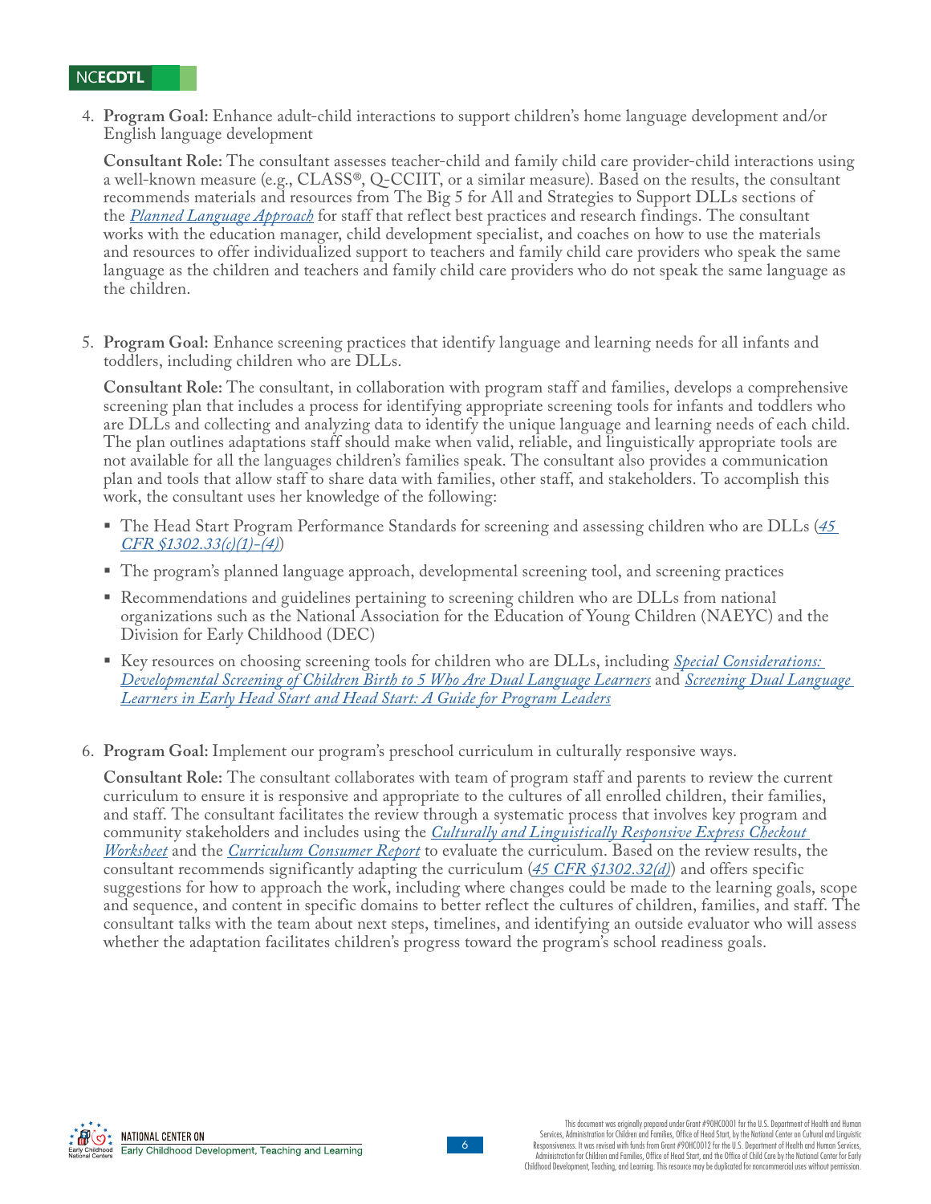4. **Program Goal:** Enhance adult-child interactions to support children's home language development and/or English language development

   **Consultant Role:** The consultant assesses teacher-child and family child care provider-child interactions using a well-known measure (e.g., CLASS®, Q-CCIIT, or a similar measure). Based on the results, the consultant recommends materials and resources from The Big 5 for All and Strategies to Support DLLs sections of the *Planned Language Approach* for staff that reflect best practices and research findings. The consultant works with the education manager, child development specialist, and coaches on how to use the materials and resources to offer individualized support to teachers and family child care providers who speak the same language as the children and teachers and family child care providers who do not speak the same language as the children.

5. **Program Goal:** Enhance screening practices that identify language and learning needs for all infants and toddlers, including children who are DLLs.

   **Consultant Role:** The consultant, in collaboration with program staff and families, develops a comprehensive screening plan that includes a process for identifying appropriate screening tools for infants and toddlers who are DLLs and collecting and analyzing data to identify the unique language and learning needs of each child. The plan outlines adaptations staff should make when valid, reliable, and linguistically appropriate tools are not available for all the languages children's families speak. The consultant also provides a communication plan and tools that allow staff to share data with families, other staff, and stakeholders. To accomplish this work, the consultant uses her knowledge of the following:

   - The Head Start Program Performance Standards for screening and assessing children who are DLLs (*45 CFR §1302.33(c)(1)-(4)*)
   - The program's planned language approach, developmental screening tool, and screening practices
   - Recommendations and guidelines pertaining to screening children who are DLLs from national organizations such as the National Association for the Education of Young Children (NAEYC) and the Division for Early Childhood (DEC)
   - Key resources on choosing screening tools for children who are DLLs, including *Special Considerations: Developmental Screening of Children Birth to 5 Who Are Dual Language Learners* and *Screening Dual Language Learners in Early Head Start and Head Start: A Guide for Program Leaders*

6. **Program Goal:** Implement our program's preschool curriculum in culturally responsive ways.

   **Consultant Role:** The consultant collaborates with team of program staff and parents to review the current curriculum to ensure it is responsive and appropriate to the cultures of all enrolled children, their families, and staff. The consultant facilitates the review through a systematic process that involves key program and community stakeholders and includes using the *Culturally and Linguistically Responsive Express Checkout Worksheet* and the *Curriculum Consumer Report* to evaluate the curriculum. Based on the review results, the consultant recommends significantly adapting the curriculum (*45 CFR §1302.32(d)*) and offers specific suggestions for how to approach the work, including where changes could be made to the learning goals, scope and sequence, and content in specific domains to better reflect the cultures of children, families, and staff. The consultant talks with the team about next steps, timelines, and identifying an outside evaluator who will assess whether the adaptation facilitates children's progress toward the program's school readiness goals.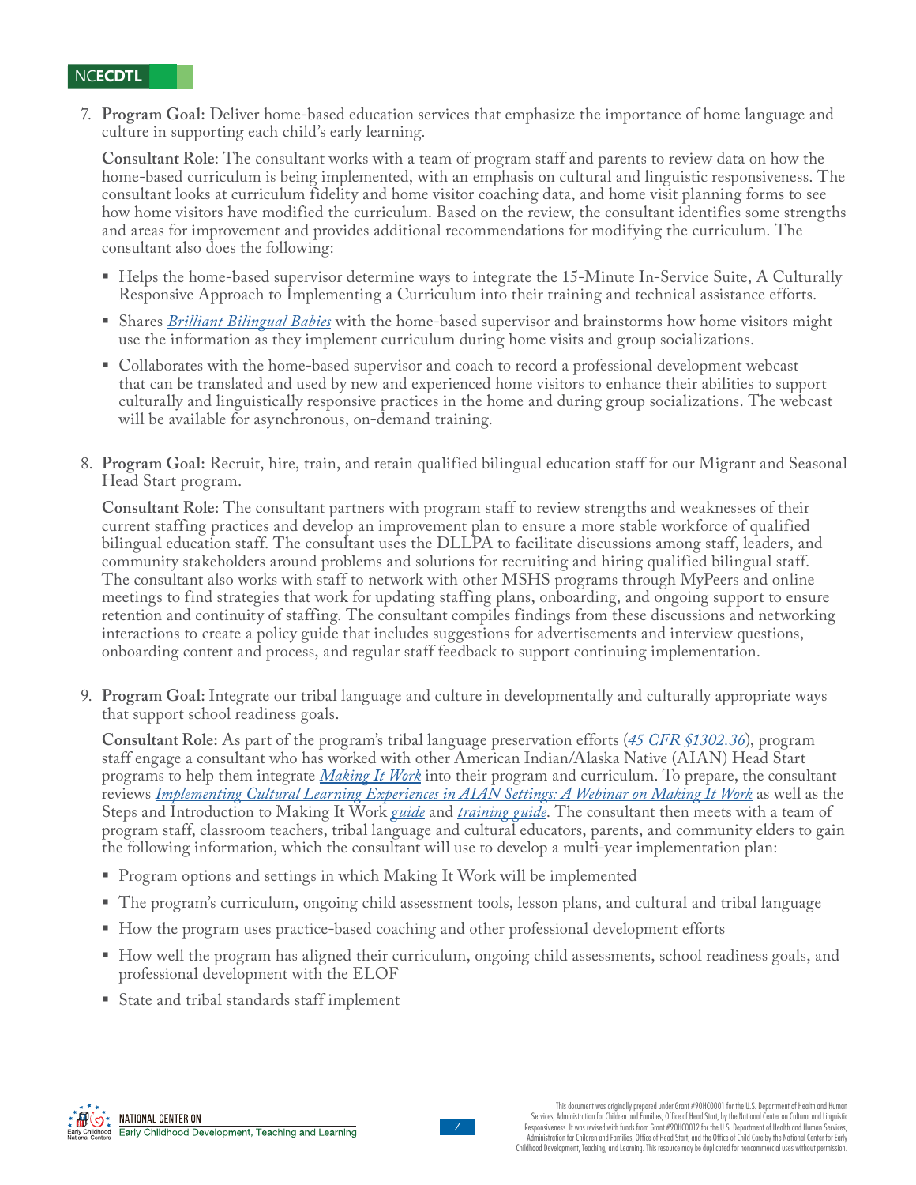7. **Program Goal:** Deliver home-based education services that emphasize the importance of home language and culture in supporting each child's early learning.

   **Consultant Role**: The consultant works with a team of program staff and parents to review data on how the home-based curriculum is being implemented, with an emphasis on cultural and linguistic responsiveness. The consultant looks at curriculum fidelity and home visitor coaching data, and home visit planning forms to see how home visitors have modified the curriculum. Based on the review, the consultant identifies some strengths and areas for improvement and provides additional recommendations for modifying the curriculum. The consultant also does the following:

   - Helps the home-based supervisor determine ways to integrate the 15-Minute In-Service Suite, A Culturally Responsive Approach to Implementing a Curriculum into their training and technical assistance efforts.
   - Shares *Brilliant Bilingual Babies* with the home-based supervisor and brainstorms how home visitors might use the information as they implement curriculum during home visits and group socializations.
   - Collaborates with the home-based supervisor and coach to record a professional development webcast that can be translated and used by new and experienced home visitors to enhance their abilities to support culturally and linguistically responsive practices in the home and during group socializations. The webcast will be available for asynchronous, on-demand training.

8. **Program Goal:** Recruit, hire, train, and retain qualified bilingual education staff for our Migrant and Seasonal Head Start program.

   **Consultant Role:** The consultant partners with program staff to review strengths and weaknesses of their current staffing practices and develop an improvement plan to ensure a more stable workforce of qualified bilingual education staff. The consultant uses the DLLPA to facilitate discussions among staff, leaders, and community stakeholders around problems and solutions for recruiting and hiring qualified bilingual staff. The consultant also works with staff to network with other MSHS programs through MyPeers and online meetings to find strategies that work for updating staffing plans, onboarding, and ongoing support to ensure retention and continuity of staffing. The consultant compiles findings from these discussions and networking interactions to create a policy guide that includes suggestions for advertisements and interview questions, onboarding content and process, and regular staff feedback to support continuing implementation.

9. **Program Goal:** Integrate our tribal language and culture in developmentally and culturally appropriate ways that support school readiness goals.

   **Consultant Role:** As part of the program's tribal language preservation efforts (*45 CFR §1302.36*), program staff engage a consultant who has worked with other American Indian/Alaska Native (AIAN) Head Start programs to help them integrate *Making It Work* into their program and curriculum. To prepare, the consultant reviews *Implementing Cultural Learning Experiences in AIAN Settings: A Webinar on Making It Work* as well as the Steps and Introduction to Making It Work *guide* and *training guide*. The consultant then meets with a team of program staff, classroom teachers, tribal language and cultural educators, parents, and community elders to gain the following information, which the consultant will use to develop a multi-year implementation plan:

   - Program options and settings in which Making It Work will be implemented
   - The program's curriculum, ongoing child assessment tools, lesson plans, and cultural and tribal language
   - How the program uses practice-based coaching and other professional development efforts
   - How well the program has aligned their curriculum, ongoing child assessments, school readiness goals, and professional development with the ELOF
   - State and tribal standards staff implement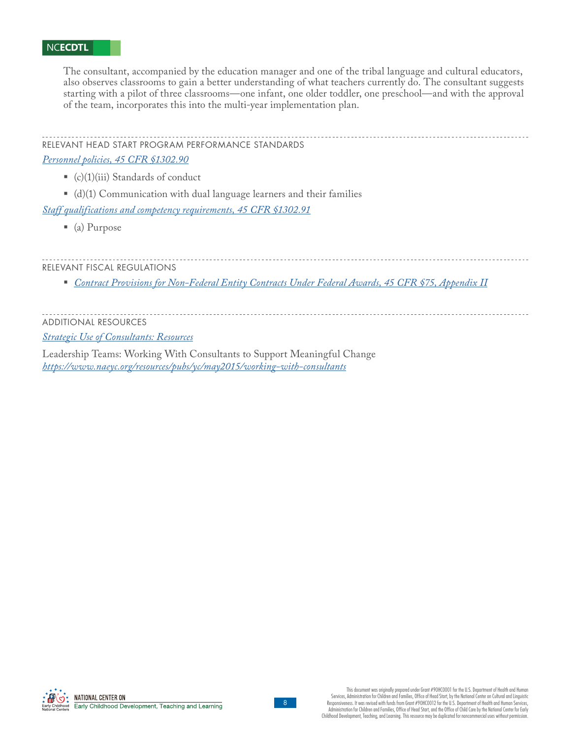The consultant, accompanied by the education manager and one of the tribal language and cultural educators, also observes classrooms to gain a better understanding of what teachers currently do. The consultant suggests starting with a pilot of three classrooms—one infant, one older toddler, one preschool—and with the approval of the team, incorporates this into the multi-year implementation plan.

## RELEVANT HEAD START PROGRAM PERFORMANCE STANDARDS

*Personnel policies, 45 CFR §1302.90*

- (c)(1)(iii) Standards of conduct
- (d)(1) Communication with dual language learners and their families

*Staff qualifications and competency requirements, 45 CFR §1302.91*

- (a) Purpose

## RELEVANT FISCAL REGULATIONS

- *Contract Provisions for Non-Federal Entity Contracts Under Federal Awards, 45 CFR §75, Appendix II*

## ADDITIONAL RESOURCES

*Strategic Use of Consultants: Resources*

Leadership Teams: Working With Consultants to Support Meaningful Change
*https://www.naeyc.org/resources/pubs/yc/may2015/working-with-consultants*

This document was originally prepared under Grant #90HC0001 for the U.S. Department of Health and Human Services, Administration for Children and Families, Office of Head Start, by the National Center on Cultural and Linguistic Responsiveness. It was revised with funds from Grant #90HC0012 for the U.S. Department of Health and Human Services, Administration for Children and Families, Office of Head Start, and the Office of Child Care by the National Center for Early Childhood Development, Teaching, and Learning. This resource may be duplicated for noncommercial uses without permission.